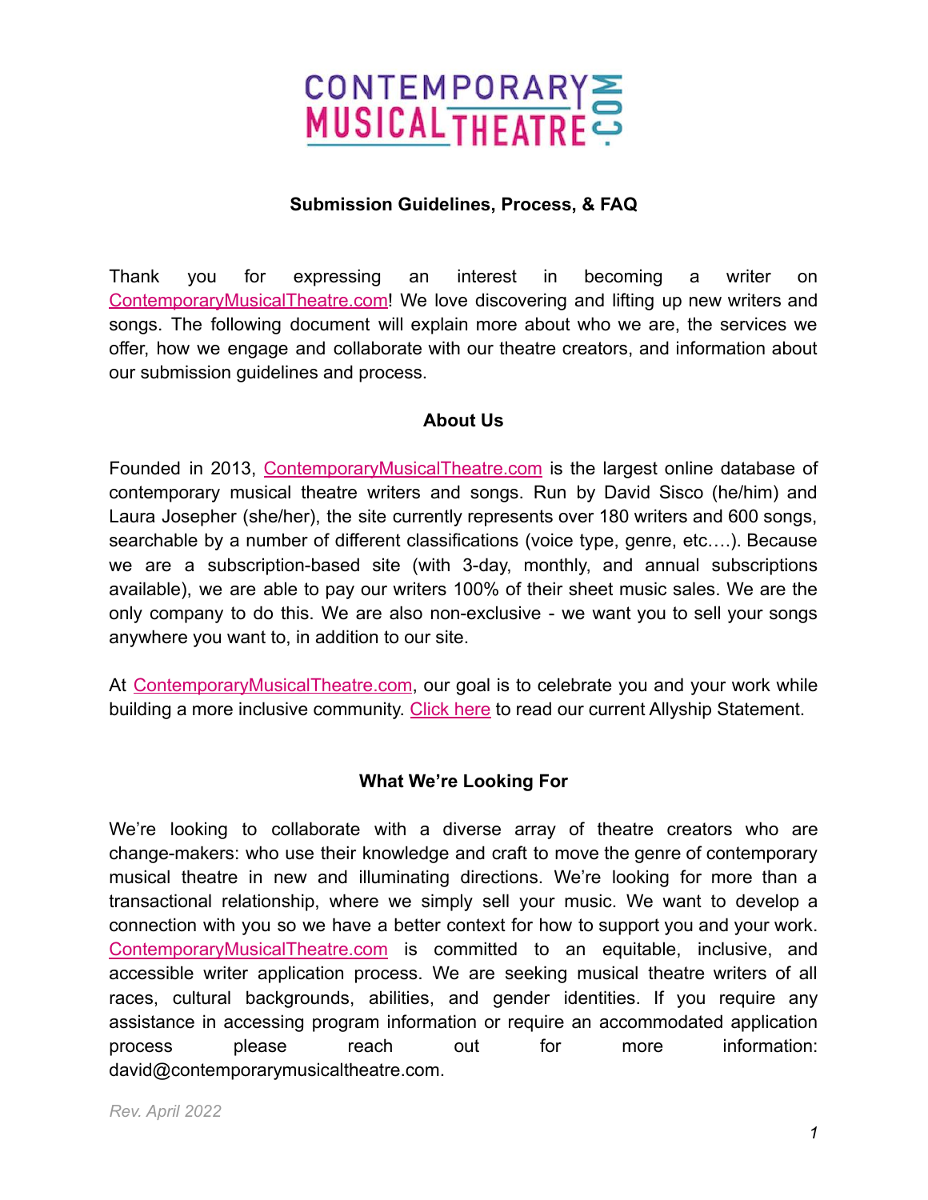# CONTEMPORARY MUSICAL THEATRE .COM

**Submission Guidelines, Process, & FAQ**

Thank you for expressing an interest in becoming a writer on ContemporaryMusicalTheatre.com! We love discovering and lifting up new writers and songs. The following document will explain more about who we are, the services we offer, how we engage and collaborate with our theatre creators, and information about our submission guidelines and process.

## About Us

Founded in 2013, ContemporaryMusicalTheatre.com is the largest online database of contemporary musical theatre writers and songs. Run by David Sisco (he/him) and Laura Josepher (she/her), the site currently represents over 180 writers and 600 songs, searchable by a number of different classifications (voice type, genre, etc….). Because we are a subscription-based site (with 3-day, monthly, and annual subscriptions available), we are able to pay our writers 100% of their sheet music sales. We are the only company to do this. We are also non-exclusive - we want you to sell your songs anywhere you want to, in addition to our site.

At ContemporaryMusicalTheatre.com, our goal is to celebrate you and your work while building a more inclusive community. Click here to read our current Allyship Statement.

## What We're Looking For

We're looking to collaborate with a diverse array of theatre creators who are change-makers: who use their knowledge and craft to move the genre of contemporary musical theatre in new and illuminating directions. We're looking for more than a transactional relationship, where we simply sell your music. We want to develop a connection with you so we have a better context for how to support you and your work. ContemporaryMusicalTheatre.com is committed to an equitable, inclusive, and accessible writer application process. We are seeking musical theatre writers of all races, cultural backgrounds, abilities, and gender identities. If you require any assistance in accessing program information or require an accommodated application process please reach out for more information: david@contemporarymusicaltheatre.com.

*Rev. April 2022*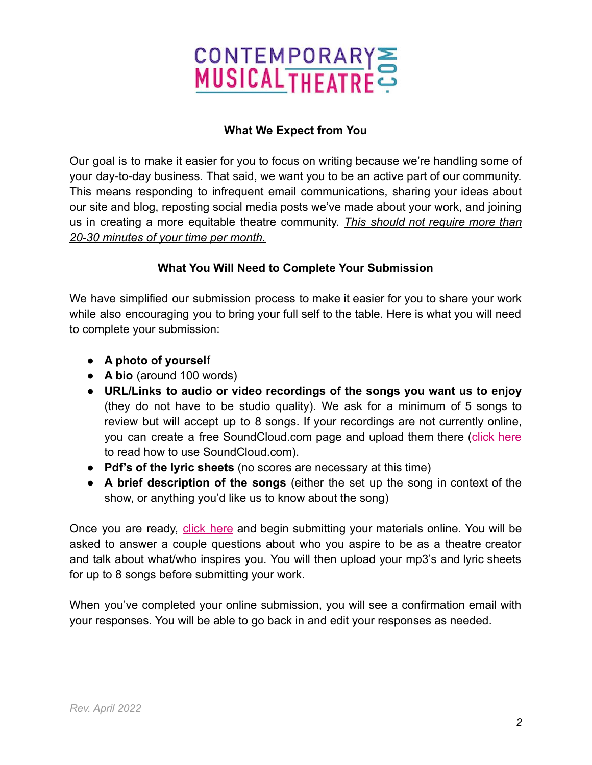CONTEMPORARY MUSICAL THEATRE .COM

## What We Expect from You

Our goal is to make it easier for you to focus on writing because we're handling some of your day-to-day business. That said, we want you to be an active part of our community. This means responding to infrequent email communications, sharing your ideas about our site and blog, reposting social media posts we've made about your work, and joining us in creating a more equitable theatre community. *This should not require more than 20-30 minutes of your time per month.*

## What You Will Need to Complete Your Submission

We have simplified our submission process to make it easier for you to share your work while also encouraging you to bring your full self to the table. Here is what you will need to complete your submission:

- **A photo of yoursel**f
- **A bio** (around 100 words)
- **URL/Links to audio or video recordings of the songs you want us to enjoy** (they do not have to be studio quality). We ask for a minimum of 5 songs to review but will accept up to 8 songs. If your recordings are not currently online, you can create a free SoundCloud.com page and upload them there (click here to read how to use SoundCloud.com).
- **Pdf's of the lyric sheets** (no scores are necessary at this time)
- **A brief description of the songs** (either the set up the song in context of the show, or anything you'd like us to know about the song)

Once you are ready, click here and begin submitting your materials online. You will be asked to answer a couple questions about who you aspire to be as a theatre creator and talk about what/who inspires you. You will then upload your mp3's and lyric sheets for up to 8 songs before submitting your work.

When you've completed your online submission, you will see a confirmation email with your responses. You will be able to go back in and edit your responses as needed.

*Rev. April 2022*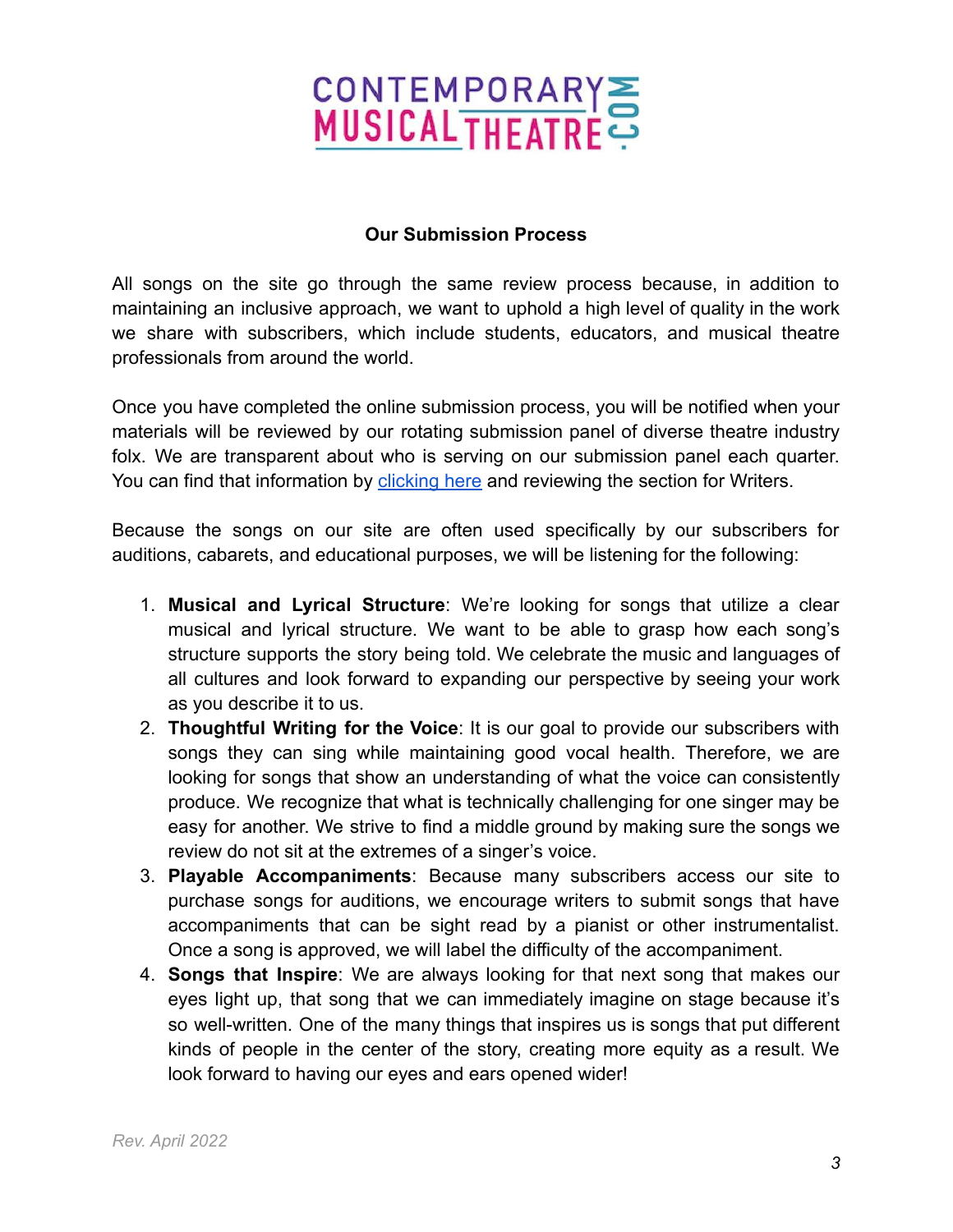CONTEMPORARY MUSICAL THEATRE .COM

## Our Submission Process

All songs on the site go through the same review process because, in addition to maintaining an inclusive approach, we want to uphold a high level of quality in the work we share with subscribers, which include students, educators, and musical theatre professionals from around the world.

Once you have completed the online submission process, you will be notified when your materials will be reviewed by our rotating submission panel of diverse theatre industry folx. We are transparent about who is serving on our submission panel each quarter. You can find that information by clicking here and reviewing the section for Writers.

Because the songs on our site are often used specifically by our subscribers for auditions, cabarets, and educational purposes, we will be listening for the following:

1. **Musical and Lyrical Structure**: We're looking for songs that utilize a clear musical and lyrical structure. We want to be able to grasp how each song's structure supports the story being told. We celebrate the music and languages of all cultures and look forward to expanding our perspective by seeing your work as you describe it to us.
2. **Thoughtful Writing for the Voice**: It is our goal to provide our subscribers with songs they can sing while maintaining good vocal health. Therefore, we are looking for songs that show an understanding of what the voice can consistently produce. We recognize that what is technically challenging for one singer may be easy for another. We strive to find a middle ground by making sure the songs we review do not sit at the extremes of a singer's voice.
3. **Playable Accompaniments**: Because many subscribers access our site to purchase songs for auditions, we encourage writers to submit songs that have accompaniments that can be sight read by a pianist or other instrumentalist. Once a song is approved, we will label the difficulty of the accompaniment.
4. **Songs that Inspire**: We are always looking for that next song that makes our eyes light up, that song that we can immediately imagine on stage because it's so well-written. One of the many things that inspires us is songs that put different kinds of people in the center of the story, creating more equity as a result. We look forward to having our eyes and ears opened wider!

*Rev. April 2022*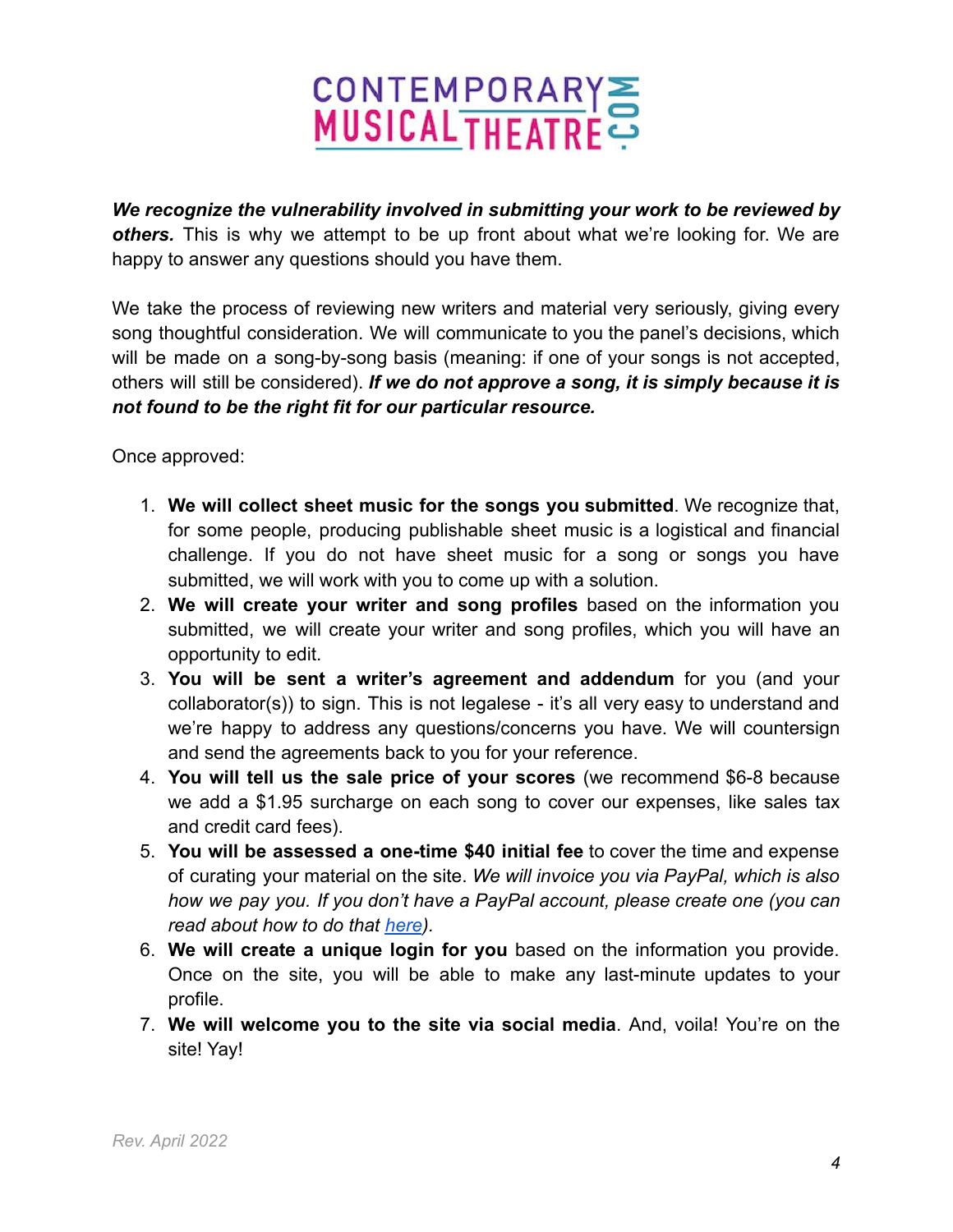***We recognize the vulnerability involved in submitting your work to be reviewed by others.*** This is why we attempt to be up front about what we're looking for. We are happy to answer any questions should you have them.

We take the process of reviewing new writers and material very seriously, giving every song thoughtful consideration. We will communicate to you the panel's decisions, which will be made on a song-by-song basis (meaning: if one of your songs is not accepted, others will still be considered). ***If we do not approve a song, it is simply because it is not found to be the right fit for our particular resource.***

Once approved:

1. **We will collect sheet music for the songs you submitted**. We recognize that, for some people, producing publishable sheet music is a logistical and financial challenge. If you do not have sheet music for a song or songs you have submitted, we will work with you to come up with a solution.
2. **We will create your writer and song profiles** based on the information you submitted, we will create your writer and song profiles, which you will have an opportunity to edit.
3. **You will be sent a writer's agreement and addendum** for you (and your collaborator(s)) to sign. This is not legalese - it's all very easy to understand and we're happy to address any questions/concerns you have. We will countersign and send the agreements back to you for your reference.
4. **You will tell us the sale price of your scores** (we recommend $6-8 because we add a $1.95 surcharge on each song to cover our expenses, like sales tax and credit card fees).
5. **You will be assessed a one-time $40 initial fee** to cover the time and expense of curating your material on the site. *We will invoice you via PayPal, which is also how we pay you. If you don't have a PayPal account, please create one (you can read about how to do that here).*
6. **We will create a unique login for you** based on the information you provide. Once on the site, you will be able to make any last-minute updates to your profile.
7. **We will welcome you to the site via social media**. And, voila! You're on the site! Yay!

*Rev. April 2022*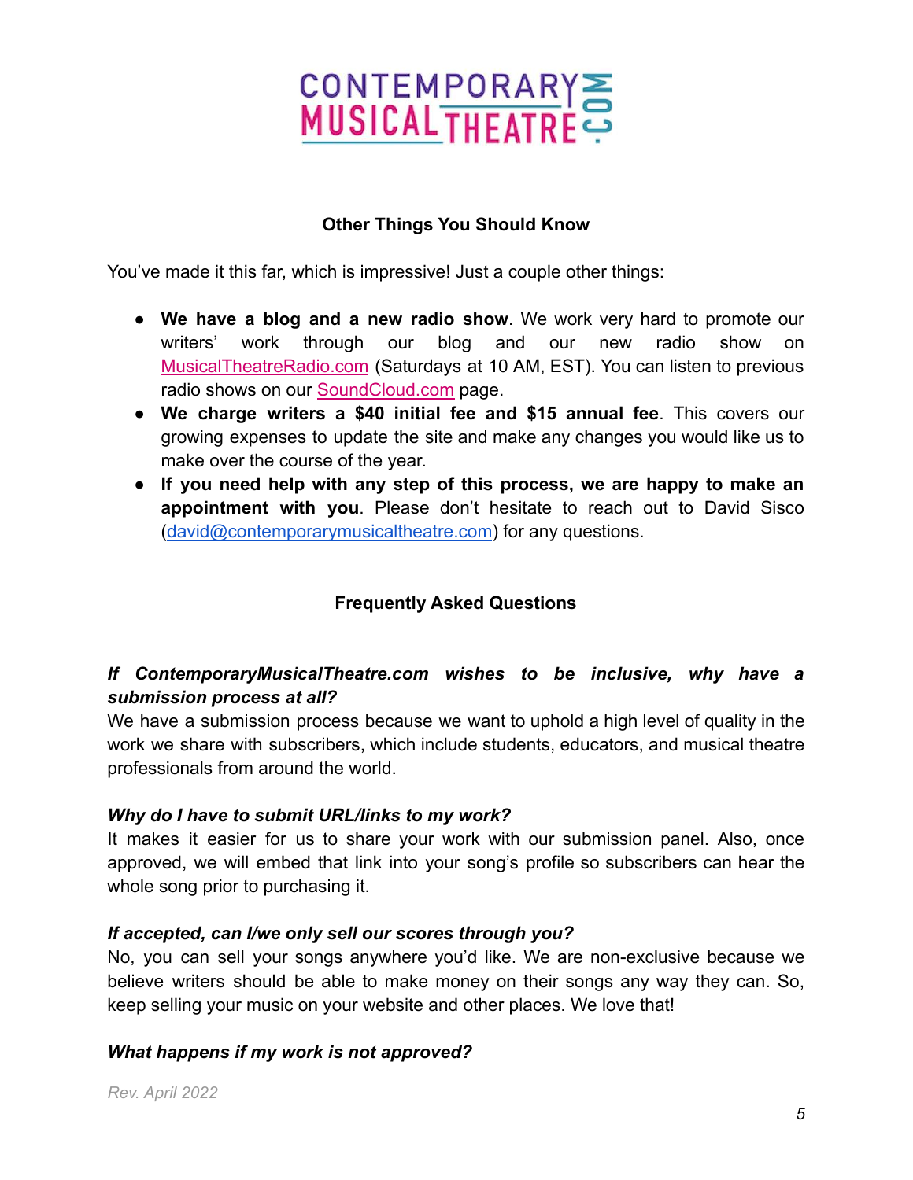## Other Things You Should Know

You've made it this far, which is impressive! Just a couple other things:

- **We have a blog and a new radio show**. We work very hard to promote our writers' work through our blog and our new radio show on MusicalTheatreRadio.com (Saturdays at 10 AM, EST). You can listen to previous radio shows on our SoundCloud.com page.
- **We charge writers a $40 initial fee and $15 annual fee**. This covers our growing expenses to update the site and make any changes you would like us to make over the course of the year.
- **If you need help with any step of this process, we are happy to make an appointment with you**. Please don't hesitate to reach out to David Sisco (david@contemporarymusicaltheatre.com) for any questions.

## Frequently Asked Questions

***If ContemporaryMusicalTheatre.com wishes to be inclusive, why have a submission process at all?***

We have a submission process because we want to uphold a high level of quality in the work we share with subscribers, which include students, educators, and musical theatre professionals from around the world.

***Why do I have to submit URL/links to my work?***

It makes it easier for us to share your work with our submission panel. Also, once approved, we will embed that link into your song's profile so subscribers can hear the whole song prior to purchasing it.

***If accepted, can I/we only sell our scores through you?***

No, you can sell your songs anywhere you'd like. We are non-exclusive because we believe writers should be able to make money on their songs any way they can. So, keep selling your music on your website and other places. We love that!

***What happens if my work is not approved?***

*Rev. April 2022*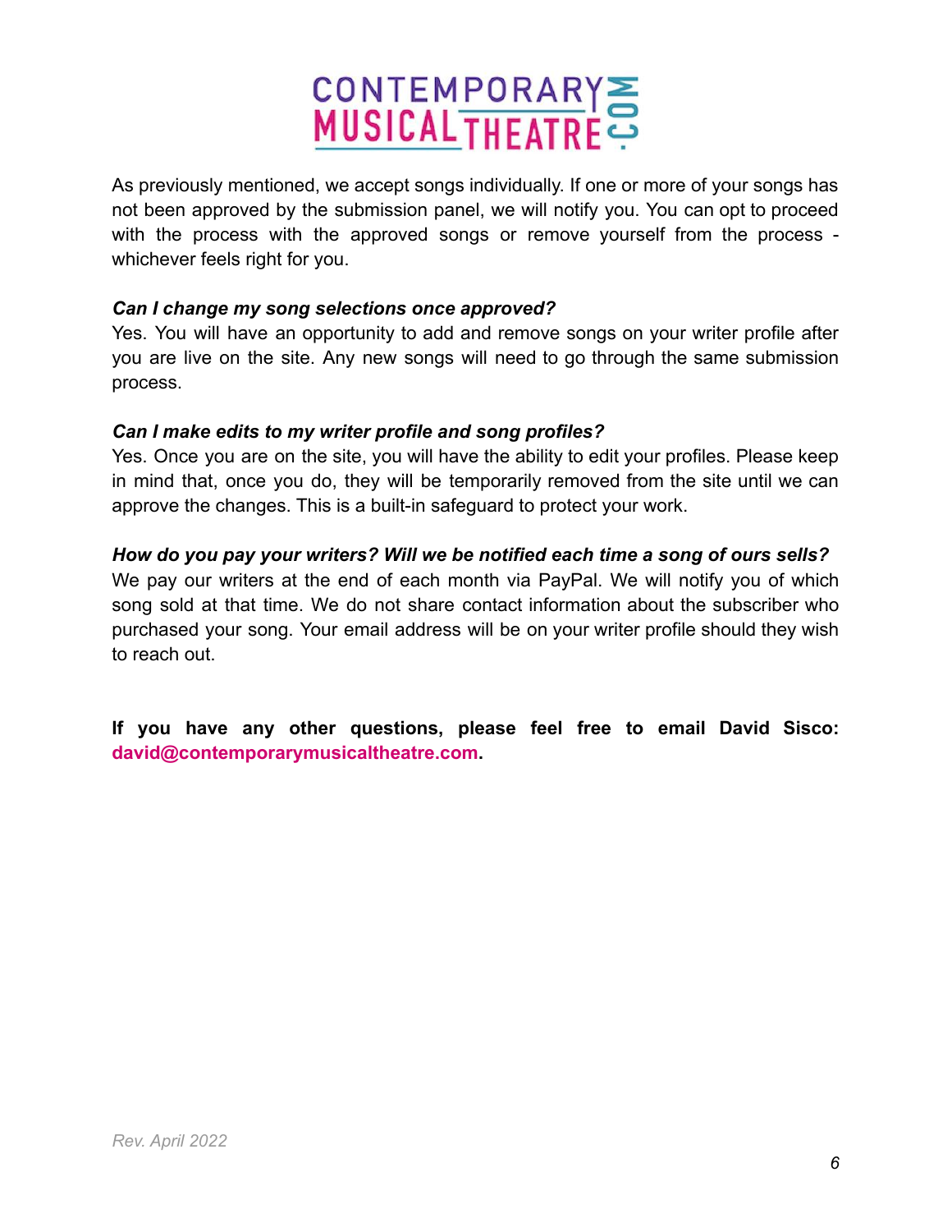As previously mentioned, we accept songs individually. If one or more of your songs has not been approved by the submission panel, we will notify you. You can opt to proceed with the process with the approved songs or remove yourself from the process - whichever feels right for you.

***Can I change my song selections once approved?***

Yes. You will have an opportunity to add and remove songs on your writer profile after you are live on the site. Any new songs will need to go through the same submission process.

***Can I make edits to my writer profile and song profiles?***

Yes. Once you are on the site, you will have the ability to edit your profiles. Please keep in mind that, once you do, they will be temporarily removed from the site until we can approve the changes. This is a built-in safeguard to protect your work.

***How do you pay your writers? Will we be notified each time a song of ours sells?***

We pay our writers at the end of each month via PayPal. We will notify you of which song sold at that time. We do not share contact information about the subscriber who purchased your song. Your email address will be on your writer profile should they wish to reach out.

**If you have any other questions, please feel free to email David Sisco: david@contemporarymusicaltheatre.com.**

*Rev. April 2022*